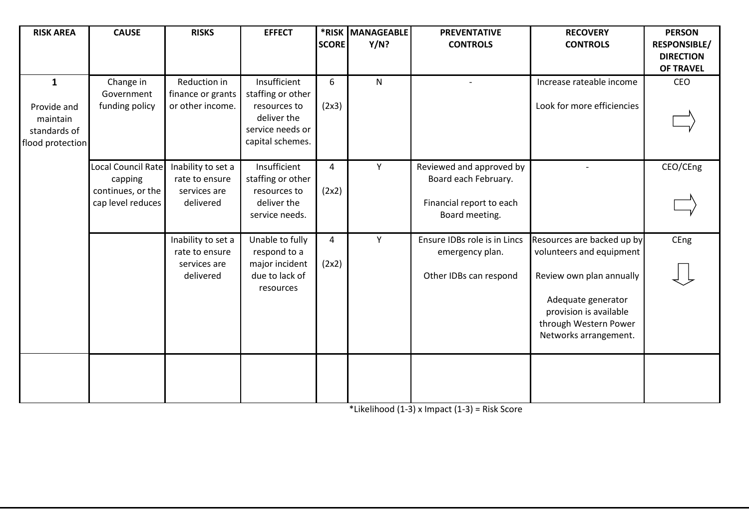| RISK AREA | CAUSE | RISKS | EFFECT | *RISK SCORE | MANAGEABLE Y/N? | PREVENTATIVE CONTROLS | RECOVERY CONTROLS | PERSON RESPONSIBLE/ DIRECTION OF TRAVEL |
|---|---|---|---|---|---|---|---|---|
| **1** Provide and maintain standards of flood protection | Change in Government funding policy | Reduction in finance or grants or other income. | Insufficient staffing or other resources to deliver the service needs or capital schemes. | 6 (2x3) | N | - | Increase rateable income<br>Look for more efficiencies | CEO<br>⇨ |
| | Local Council Rate capping continues, or the cap level reduces | Inability to set a rate to ensure services are delivered | Insufficient staffing or other resources to deliver the service needs. | 4 (2x2) | Y | Reviewed and approved by Board each February.<br>Financial report to each Board meeting. | - | CEO/CEng<br>⇨ |
| | | Inability to set a rate to ensure services are delivered | Unable to fully respond to a major incident due to lack of resources | 4 (2x2) | Y | Ensure IDBs role is in Lincs emergency plan.<br>Other IDBs can respond | Resources are backed up by volunteers and equipment<br>Review own plan annually<br>Adequate generator provision is available through Western Power Networks arrangement. | CEng<br>⇩ |
| | | | | | | | | |

*Likelihood (1-3) x Impact (1-3) = Risk Score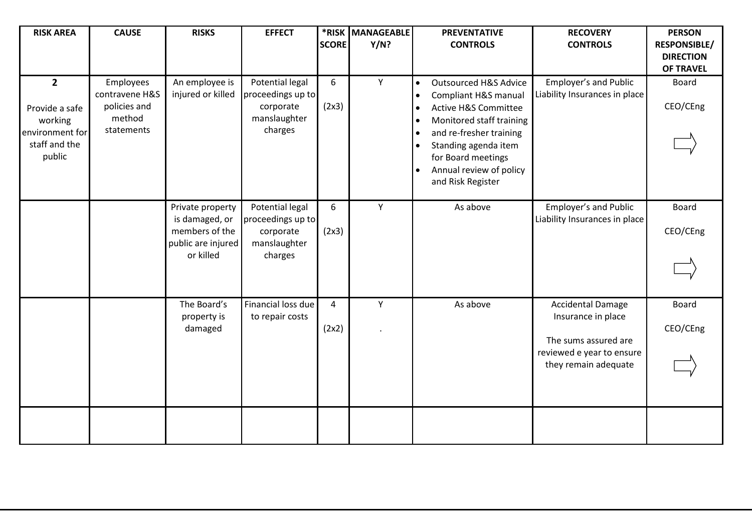| RISK AREA | CAUSE | RISKS | EFFECT | *RISK SCORE | MANAGEABLE Y/N? | PREVENTATIVE CONTROLS | RECOVERY CONTROLS | PERSON RESPONSIBLE/ DIRECTION OF TRAVEL |
|---|---|---|---|---|---|---|---|---|
| **2**<br><br>Provide a safe working environment for staff and the public | Employees contravene H&S policies and method statements | An employee is injured or killed | Potential legal proceedings up to corporate manslaughter charges | 6<br><br>(2x3) | Y | • Outsourced H&S Advice<br>• Compliant H&S manual<br>• Active H&S Committee<br>• Monitored staff training<br>• and re-fresher training<br>• Standing agenda item for Board meetings<br>• Annual review of policy and Risk Register | Employer's and Public Liability Insurances in place | Board<br><br>CEO/CEng<br><br>⇨ |
| | | Private property is damaged, or members of the public are injured or killed | Potential legal proceedings up to corporate manslaughter charges | 6<br><br>(2x3) | Y | As above | Employer's and Public Liability Insurances in place | Board<br><br>CEO/CEng<br><br>⇨ |
| | | The Board's property is damaged | Financial loss due to repair costs | 4<br><br>(2x2) | Y<br><br>. | As above | Accidental Damage Insurance in place<br><br>The sums assured are reviewed e year to ensure they remain adequate | Board<br><br>CEO/CEng<br><br>⇨ |
| | | | | | | | | |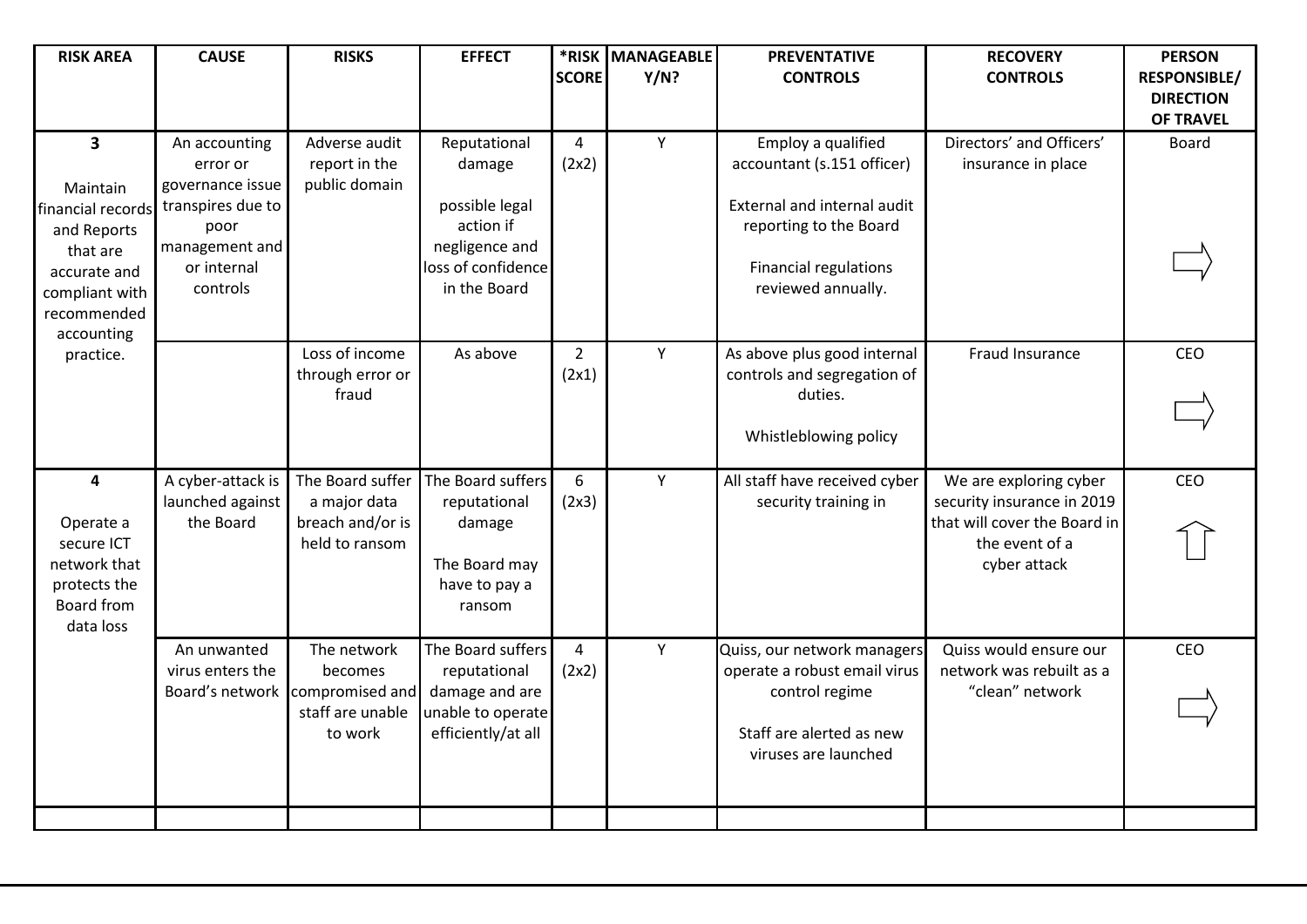| RISK AREA | CAUSE | RISKS | EFFECT | *RISK SCORE | MANAGEABLE Y/N? | PREVENTATIVE CONTROLS | RECOVERY CONTROLS | PERSON RESPONSIBLE/ DIRECTION OF TRAVEL |
|---|---|---|---|---|---|---|---|---|
| **3** Maintain financial records and Reports that are accurate and compliant with recommended accounting practice. | An accounting error or governance issue transpires due to poor management and or internal controls | Adverse audit report in the public domain | Reputational damage possible legal action if negligence and loss of confidence in the Board | 4 (2x2) | Y | Employ a qualified accountant (s.151 officer) External and internal audit reporting to the Board Financial regulations reviewed annually. | Directors' and Officers' insurance in place | Board ⇨ |
| | | Loss of income through error or fraud | As above | 2 (2x1) | Y | As above plus good internal controls and segregation of duties. Whistleblowing policy | Fraud Insurance | CEO ⇨ |
| **4** Operate a secure ICT network that protects the Board from data loss | A cyber-attack is launched against the Board | The Board suffer a major data breach and/or is held to ransom | The Board suffers reputational damage The Board may have to pay a ransom | 6 (2x3) | Y | All staff have received cyber security training in | We are exploring cyber security insurance in 2019 that will cover the Board in the event of a cyber attack | CEO ⇧ |
| | An unwanted virus enters the Board's network | The network becomes compromised and staff are unable to work | The Board suffers reputational damage and are unable to operate efficiently/at all | 4 (2x2) | Y | Quiss, our network managers operate a robust email virus control regime Staff are alerted as new viruses are launched | Quiss would ensure our network was rebuilt as a "clean" network | CEO ⇨ |
| | | | | | | | | |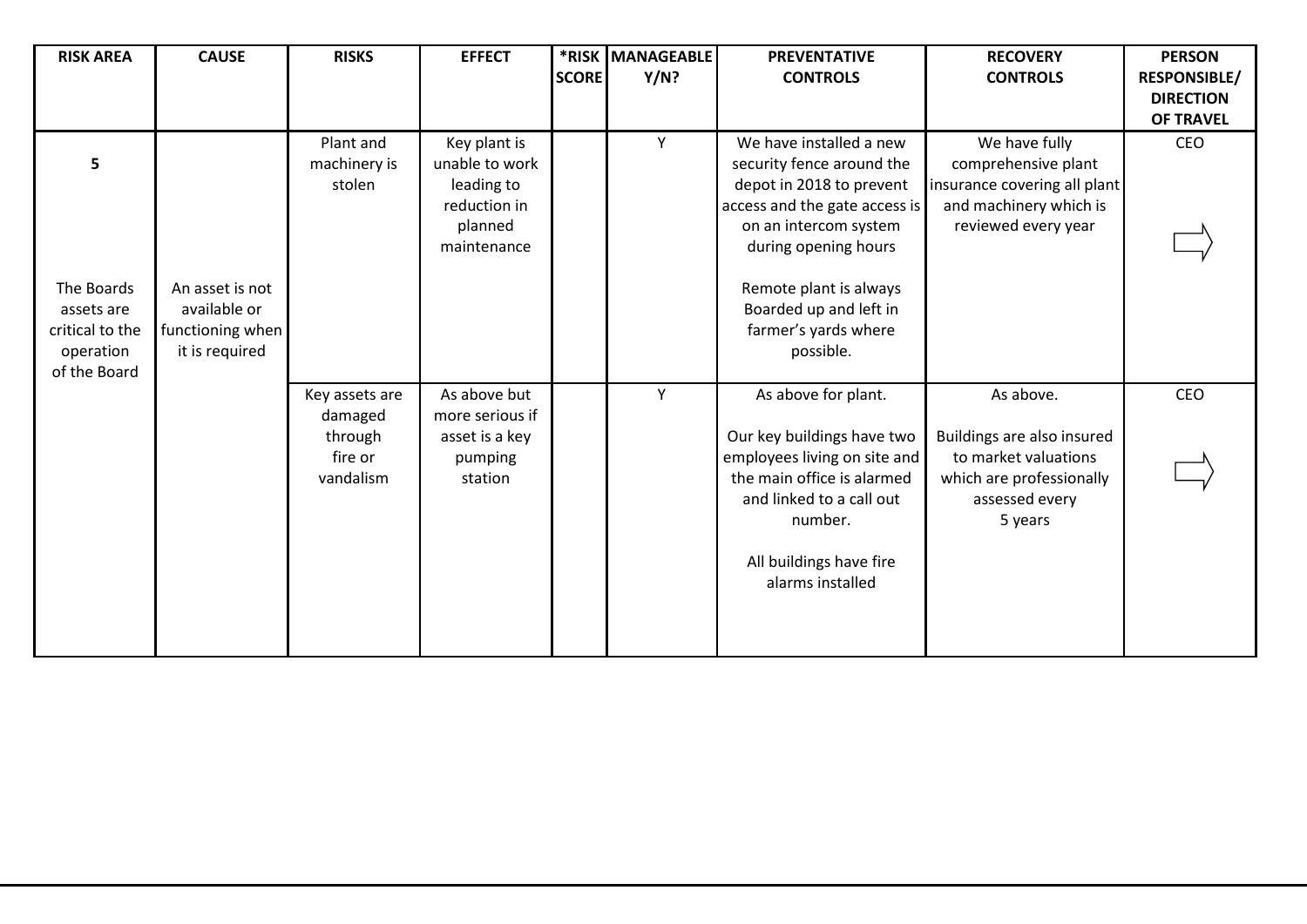| RISK AREA | CAUSE | RISKS | EFFECT | *RISK SCORE | MANAGEABLE Y/N? | PREVENTATIVE CONTROLS | RECOVERY CONTROLS | PERSON RESPONSIBLE/ DIRECTION OF TRAVEL |
|---|---|---|---|---|---|---|---|---|
| 5<br><br>The Boards assets are critical to the operation of the Board | An asset is not available or functioning when it is required | Plant and machinery is stolen | Key plant is unable to work leading to reduction in planned maintenance | | Y | We have installed a new security fence around the depot in 2018 to prevent access and the gate access is on an intercom system during opening hours<br><br>Remote plant is always Boarded up and left in farmer's yards where possible. | We have fully comprehensive plant insurance covering all plant and machinery which is reviewed every year | CEO<br><br>⇨ |
| | | Key assets are damaged through fire or vandalism | As above but more serious if asset is a key pumping station | | Y | As above for plant.<br><br>Our key buildings have two employees living on site and the main office is alarmed and linked to a call out number.<br><br>All buildings have fire alarms installed | As above.<br><br>Buildings are also insured to market valuations which are professionally assessed every 5 years | CEO<br><br>⇨ |